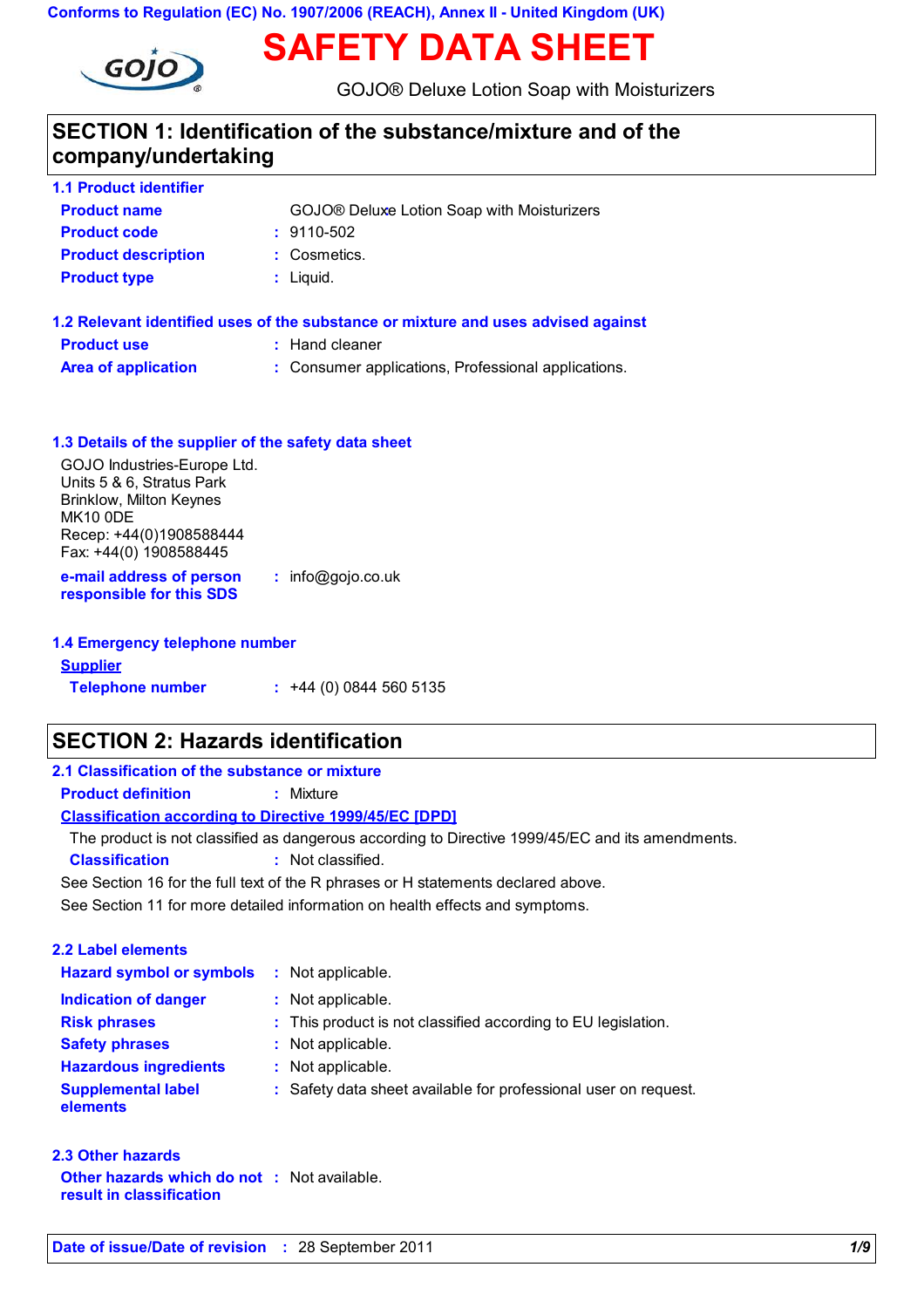Conforms to Regulation (EC) No. 1907/2006 (REACH), Annex II - United Kingdom (UK)

# SAFETY DATA SHEET

GOJO® Deluxe Lotion Soap with Moisturizers

## SECTION 1: Identification of the substance/mixture and of the company/undertaking

### 1.1 Product identifier

| | |
|---|---|
| **Product name** | GOJO® Deluxe Lotion Soap with Moisturizers |
| **Product code** | : 9110-502 |
| **Product description** | : Cosmetics. |
| **Product type** | : Liquid. |

### 1.2 Relevant identified uses of the substance or mixture and uses advised against

| | |
|---|---|
| **Product use** | : Hand cleaner |
| **Area of application** | : Consumer applications, Professional applications. |

### 1.3 Details of the supplier of the safety data sheet

GOJO Industries-Europe Ltd.
Units 5 & 6, Stratus Park
Brinklow, Milton Keynes
MK10 0DE
Recep: +44(0)1908588444
Fax: +44(0) 1908588445

**e-mail address of person responsible for this SDS** : info@gojo.co.uk

### 1.4 Emergency telephone number

**Supplier**

**Telephone number** : +44 (0) 0844 560 5135

## SECTION 2: Hazards identification

### 2.1 Classification of the substance or mixture

**Product definition** : Mixture

**Classification according to Directive 1999/45/EC [DPD]**

The product is not classified as dangerous according to Directive 1999/45/EC and its amendments.

**Classification** : Not classified.

See Section 16 for the full text of the R phrases or H statements declared above.

See Section 11 for more detailed information on health effects and symptoms.

### 2.2 Label elements

| | |
|---|---|
| **Hazard symbol or symbols** | : Not applicable. |
| **Indication of danger** | : Not applicable. |
| **Risk phrases** | : This product is not classified according to EU legislation. |
| **Safety phrases** | : Not applicable. |
| **Hazardous ingredients** | : Not applicable. |
| **Supplemental label elements** | : Safety data sheet available for professional user on request. |

### 2.3 Other hazards

**Other hazards which do not result in classification** : Not available.

**Date of issue/Date of revision** : 28 September 2011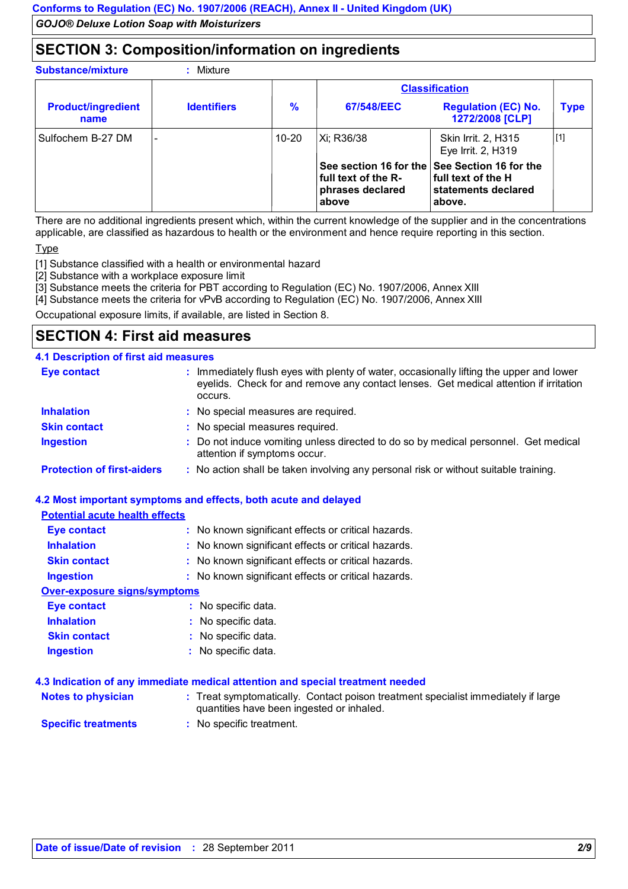## SECTION 3: Composition/information on ingredients

**Substance/mixture** : Mixture

| Product/ingredient name | Identifiers | % | Classification | | Type |
|---|---|---|---|---|---|
| | | | 67/548/EEC | Regulation (EC) No. 1272/2008 [CLP] | |
| Sulfochem B-27 DM | - | 10-20 | Xi; R36/38 | Skin Irrit. 2, H315<br>Eye Irrit. 2, H319 | [1] |
| | | | **See section 16 for the full text of the R-phrases declared above** | **See Section 16 for the full text of the H statements declared above.** | |

There are no additional ingredients present which, within the current knowledge of the supplier and in the concentrations applicable, are classified as hazardous to health or the environment and hence require reporting in this section.

Type

[1] Substance classified with a health or environmental hazard
[2] Substance with a workplace exposure limit
[3] Substance meets the criteria for PBT according to Regulation (EC) No. 1907/2006, Annex XIII
[4] Substance meets the criteria for vPvB according to Regulation (EC) No. 1907/2006, Annex XIII

Occupational exposure limits, if available, are listed in Section 8.

## SECTION 4: First aid measures

### 4.1 Description of first aid measures

**Eye contact** : Immediately flush eyes with plenty of water, occasionally lifting the upper and lower eyelids. Check for and remove any contact lenses. Get medical attention if irritation occurs.

**Inhalation** : No special measures are required.

**Skin contact** : No special measures required.

**Ingestion** : Do not induce vomiting unless directed to do so by medical personnel. Get medical attention if symptoms occur.

**Protection of first-aiders** : No action shall be taken involving any personal risk or without suitable training.

### 4.2 Most important symptoms and effects, both acute and delayed

**Potential acute health effects**

**Eye contact** : No known significant effects or critical hazards.

**Inhalation** : No known significant effects or critical hazards.

**Skin contact** : No known significant effects or critical hazards.

**Ingestion** : No known significant effects or critical hazards.

**Over-exposure signs/symptoms**

**Eye contact** : No specific data.

**Inhalation** : No specific data.

**Skin contact** : No specific data.

**Ingestion** : No specific data.

### 4.3 Indication of any immediate medical attention and special treatment needed

**Notes to physician** : Treat symptomatically. Contact poison treatment specialist immediately if large quantities have been ingested or inhaled.

**Specific treatments** : No specific treatment.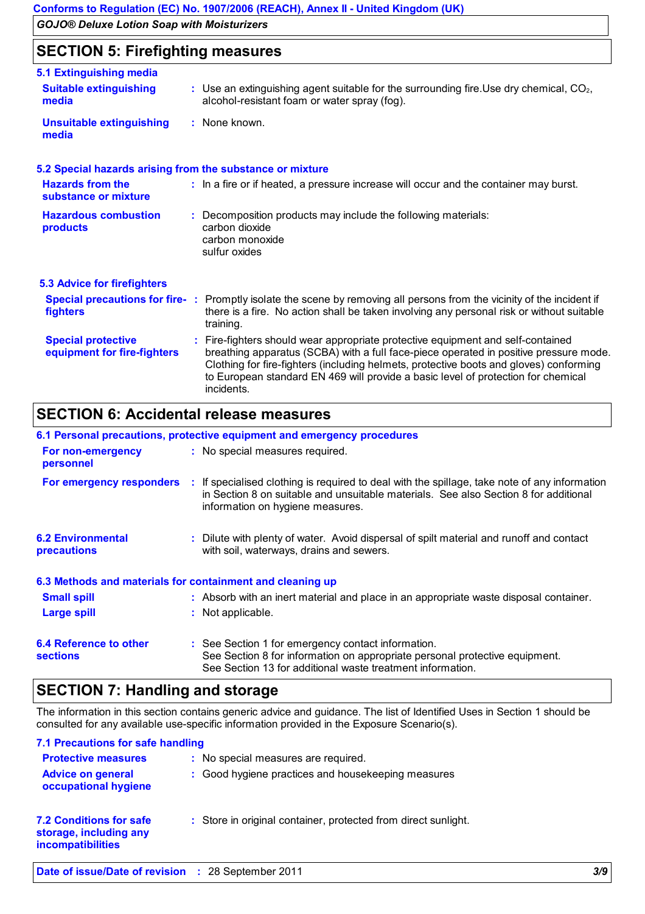## SECTION 5: Firefighting measures

### 5.1 Extinguishing media

**Suitable extinguishing media** : Use an extinguishing agent suitable for the surrounding fire.Use dry chemical, $CO_2$, alcohol-resistant foam or water spray (fog).

**Unsuitable extinguishing media** : None known.

### 5.2 Special hazards arising from the substance or mixture

**Hazards from the substance or mixture** : In a fire or if heated, a pressure increase will occur and the container may burst.

**Hazardous combustion products** : Decomposition products may include the following materials:
carbon dioxide
carbon monoxide
sulfur oxides

### 5.3 Advice for firefighters

**Special precautions for fire-fighters** : Promptly isolate the scene by removing all persons from the vicinity of the incident if there is a fire. No action shall be taken involving any personal risk or without suitable training.

**Special protective equipment for fire-fighters** : Fire-fighters should wear appropriate protective equipment and self-contained breathing apparatus (SCBA) with a full face-piece operated in positive pressure mode. Clothing for fire-fighters (including helmets, protective boots and gloves) conforming to European standard EN 469 will provide a basic level of protection for chemical incidents.

## SECTION 6: Accidental release measures

### 6.1 Personal precautions, protective equipment and emergency procedures

**For non-emergency personnel** : No special measures required.

**For emergency responders** : If specialised clothing is required to deal with the spillage, take note of any information in Section 8 on suitable and unsuitable materials. See also Section 8 for additional information on hygiene measures.

**6.2 Environmental precautions** : Dilute with plenty of water. Avoid dispersal of spilt material and runoff and contact with soil, waterways, drains and sewers.

### 6.3 Methods and materials for containment and cleaning up

**Small spill** : Absorb with an inert material and place in an appropriate waste disposal container.

**Large spill** : Not applicable.

**6.4 Reference to other sections** : See Section 1 for emergency contact information.
See Section 8 for information on appropriate personal protective equipment.
See Section 13 for additional waste treatment information.

## SECTION 7: Handling and storage

The information in this section contains generic advice and guidance. The list of Identified Uses in Section 1 should be consulted for any available use-specific information provided in the Exposure Scenario(s).

### 7.1 Precautions for safe handling

**Protective measures** : No special measures are required.

**Advice on general occupational hygiene** : Good hygiene practices and housekeeping measures

**7.2 Conditions for safe storage, including any incompatibilities** : Store in original container, protected from direct sunlight.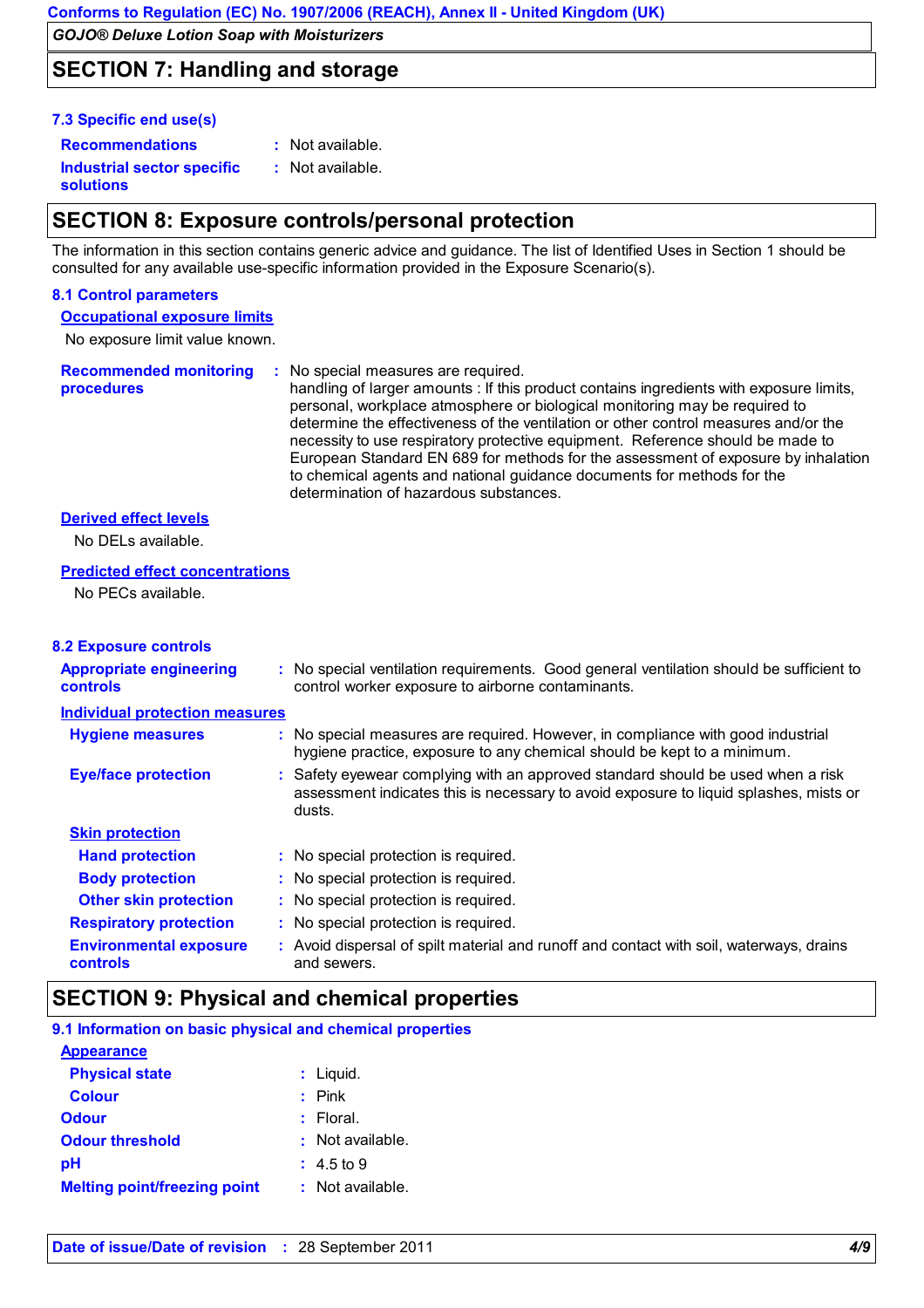## SECTION 7: Handling and storage

### 7.3 Specific end use(s)

**Recommendations** : Not available.

**Industrial sector specific solutions** : Not available.

## SECTION 8: Exposure controls/personal protection

The information in this section contains generic advice and guidance. The list of Identified Uses in Section 1 should be consulted for any available use-specific information provided in the Exposure Scenario(s).

### 8.1 Control parameters

**Occupational exposure limits**

No exposure limit value known.

**Recommended monitoring procedures** : No special measures are required.
handling of larger amounts : If this product contains ingredients with exposure limits, personal, workplace atmosphere or biological monitoring may be required to determine the effectiveness of the ventilation or other control measures and/or the necessity to use respiratory protective equipment. Reference should be made to European Standard EN 689 for methods for the assessment of exposure by inhalation to chemical agents and national guidance documents for methods for the determination of hazardous substances.

**Derived effect levels**

No DELs available.

**Predicted effect concentrations**

No PECs available.

### 8.2 Exposure controls

**Appropriate engineering controls** : No special ventilation requirements. Good general ventilation should be sufficient to control worker exposure to airborne contaminants.

**Individual protection measures**

**Hygiene measures** : No special measures are required. However, in compliance with good industrial hygiene practice, exposure to any chemical should be kept to a minimum.

**Eye/face protection** : Safety eyewear complying with an approved standard should be used when a risk assessment indicates this is necessary to avoid exposure to liquid splashes, mists or dusts.

**Skin protection**

**Hand protection** : No special protection is required.

**Body protection** : No special protection is required.

**Other skin protection** : No special protection is required.

**Respiratory protection** : No special protection is required.

**Environmental exposure controls** : Avoid dispersal of spilt material and runoff and contact with soil, waterways, drains and sewers.

## SECTION 9: Physical and chemical properties

### 9.1 Information on basic physical and chemical properties

**Appearance**

**Physical state** : Liquid.

**Colour** : Pink

**Odour** : Floral.

**Odour threshold** : Not available.

**pH** : 4.5 to 9

**Melting point/freezing point** : Not available.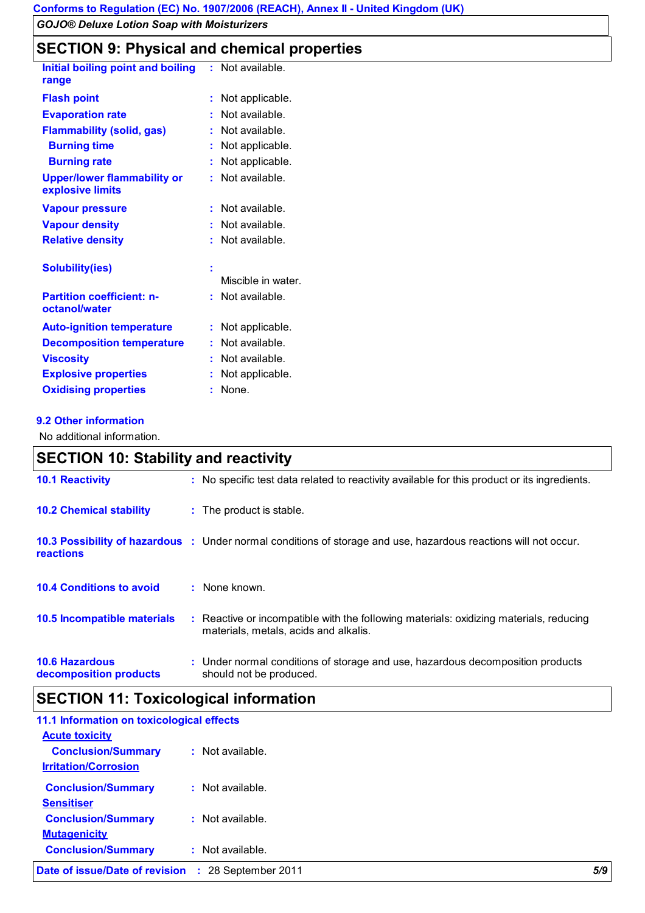## SECTION 9: Physical and chemical properties

| | |
|---|---|
| **Initial boiling point and boiling range** | Not available. |
| **Flash point** | Not applicable. |
| **Evaporation rate** | Not available. |
| **Flammability (solid, gas)** | Not available. |
| **Burning time** | Not applicable. |
| **Burning rate** | Not applicable. |
| **Upper/lower flammability or explosive limits** | Not available. |
| **Vapour pressure** | Not available. |
| **Vapour density** | Not available. |
| **Relative density** | Not available. |
| **Solubility(ies)** | Miscible in water. |
| **Partition coefficient: n-octanol/water** | Not available. |
| **Auto-ignition temperature** | Not applicable. |
| **Decomposition temperature** | Not available. |
| **Viscosity** | Not available. |
| **Explosive properties** | Not applicable. |
| **Oxidising properties** | None. |

### 9.2 Other information

No additional information.

## SECTION 10: Stability and reactivity

| | |
|---|---|
| **10.1 Reactivity** | No specific test data related to reactivity available for this product or its ingredients. |
| **10.2 Chemical stability** | The product is stable. |
| **10.3 Possibility of hazardous reactions** | Under normal conditions of storage and use, hazardous reactions will not occur. |
| **10.4 Conditions to avoid** | None known. |
| **10.5 Incompatible materials** | Reactive or incompatible with the following materials: oxidizing materials, reducing materials, metals, acids and alkalis. |
| **10.6 Hazardous decomposition products** | Under normal conditions of storage and use, hazardous decomposition products should not be produced. |

## SECTION 11: Toxicological information

### 11.1 Information on toxicological effects

**Acute toxicity**

**Conclusion/Summary** : Not available.

**Irritation/Corrosion**

**Conclusion/Summary** : Not available.

**Sensitiser**

**Conclusion/Summary** : Not available.

**Mutagenicity**

**Conclusion/Summary** : Not available.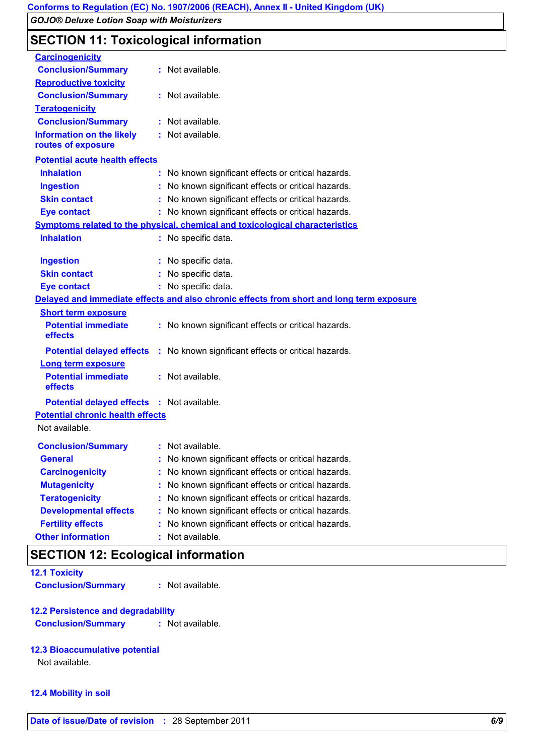## SECTION 11: Toxicological information

**Carcinogenicity**

| | | |
|---|---|---|
| **Conclusion/Summary** | : | Not available. |

**Reproductive toxicity**

| | | |
|---|---|---|
| **Conclusion/Summary** | : | Not available. |

**Teratogenicity**

| | | |
|---|---|---|
| **Conclusion/Summary** | : | Not available. |
| **Information on the likely routes of exposure** | : | Not available. |

**Potential acute health effects**

| | | |
|---|---|---|
| **Inhalation** | : | No known significant effects or critical hazards. |
| **Ingestion** | : | No known significant effects or critical hazards. |
| **Skin contact** | : | No known significant effects or critical hazards. |
| **Eye contact** | : | No known significant effects or critical hazards. |

**Symptoms related to the physical, chemical and toxicological characteristics**

| | | |
|---|---|---|
| **Inhalation** | : | No specific data. |
| **Ingestion** | : | No specific data. |
| **Skin contact** | : | No specific data. |
| **Eye contact** | : | No specific data. |

**Delayed and immediate effects and also chronic effects from short and long term exposure**

**Short term exposure**

| | | |
|---|---|---|
| **Potential immediate effects** | : | No known significant effects or critical hazards. |
| **Potential delayed effects** | : | No known significant effects or critical hazards. |

**Long term exposure**

| | | |
|---|---|---|
| **Potential immediate effects** | : | Not available. |
| **Potential delayed effects** | : | Not available. |

**Potential chronic health effects**

Not available.

| | | |
|---|---|---|
| **Conclusion/Summary** | : | Not available. |
| **General** | : | No known significant effects or critical hazards. |
| **Carcinogenicity** | : | No known significant effects or critical hazards. |
| **Mutagenicity** | : | No known significant effects or critical hazards. |
| **Teratogenicity** | : | No known significant effects or critical hazards. |
| **Developmental effects** | : | No known significant effects or critical hazards. |
| **Fertility effects** | : | No known significant effects or critical hazards. |
| **Other information** | : | Not available. |

## SECTION 12: Ecological information

**12.1 Toxicity**

| | | |
|---|---|---|
| **Conclusion/Summary** | : | Not available. |

**12.2 Persistence and degradability**

| | | |
|---|---|---|
| **Conclusion/Summary** | : | Not available. |

**12.3 Bioaccumulative potential**

Not available.

**12.4 Mobility in soil**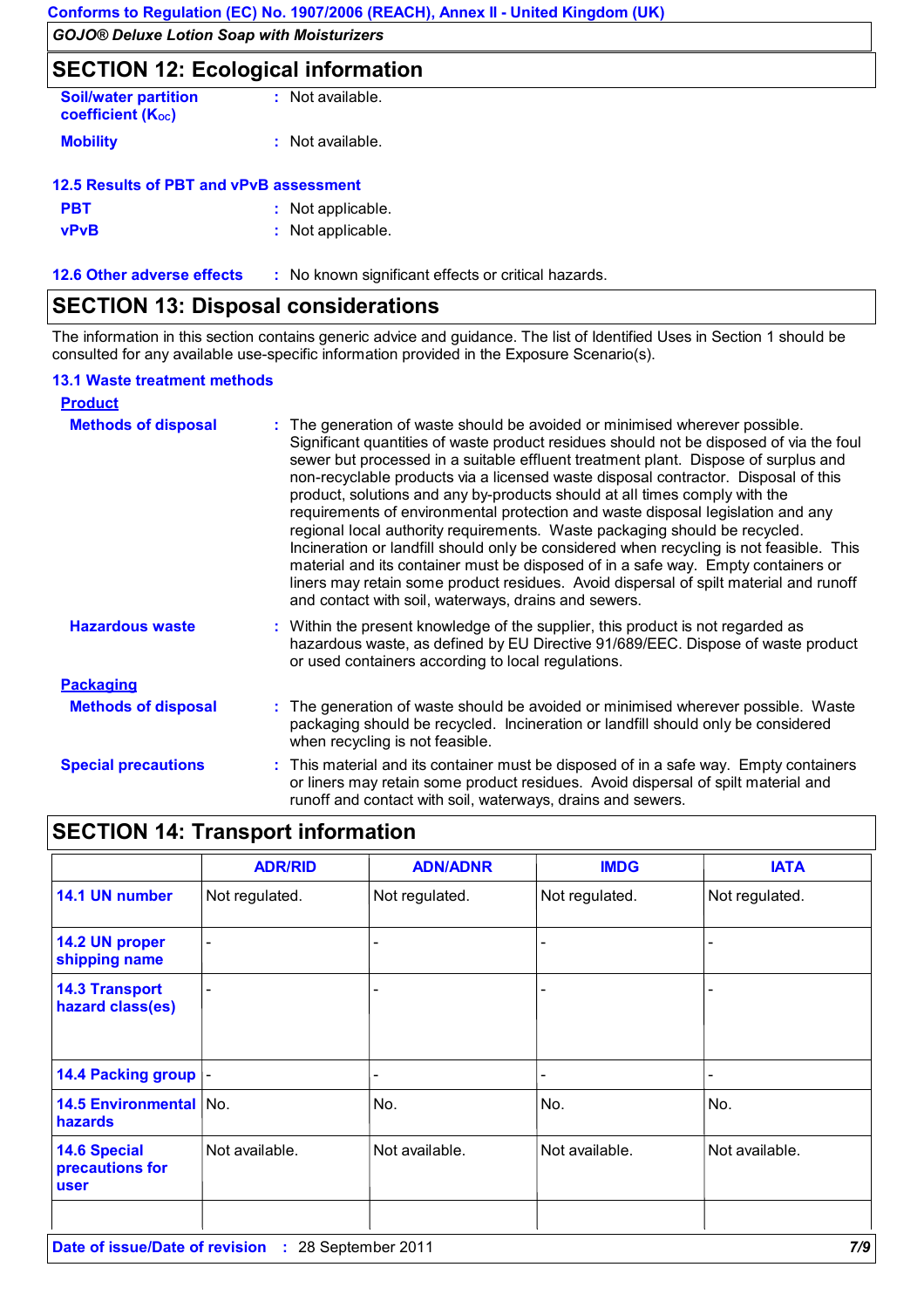## SECTION 12: Ecological information

**Soil/water partition coefficient ($K_{OC}$)** : Not available.

**Mobility** : Not available.

### 12.5 Results of PBT and vPvB assessment

**PBT** : Not applicable.

**vPvB** : Not applicable.

**12.6 Other adverse effects** : No known significant effects or critical hazards.

## SECTION 13: Disposal considerations

The information in this section contains generic advice and guidance. The list of Identified Uses in Section 1 should be consulted for any available use-specific information provided in the Exposure Scenario(s).

### 13.1 Waste treatment methods

**Product**

**Methods of disposal** : The generation of waste should be avoided or minimised wherever possible. Significant quantities of waste product residues should not be disposed of via the foul sewer but processed in a suitable effluent treatment plant. Dispose of surplus and non-recyclable products via a licensed waste disposal contractor. Disposal of this product, solutions and any by-products should at all times comply with the requirements of environmental protection and waste disposal legislation and any regional local authority requirements. Waste packaging should be recycled. Incineration or landfill should only be considered when recycling is not feasible. This material and its container must be disposed of in a safe way. Empty containers or liners may retain some product residues. Avoid dispersal of spilt material and runoff and contact with soil, waterways, drains and sewers.

**Hazardous waste** : Within the present knowledge of the supplier, this product is not regarded as hazardous waste, as defined by EU Directive 91/689/EEC. Dispose of waste product or used containers according to local regulations.

**Packaging**

**Methods of disposal** : The generation of waste should be avoided or minimised wherever possible. Waste packaging should be recycled. Incineration or landfill should only be considered when recycling is not feasible.

**Special precautions** : This material and its container must be disposed of in a safe way. Empty containers or liners may retain some product residues. Avoid dispersal of spilt material and runoff and contact with soil, waterways, drains and sewers.

## SECTION 14: Transport information

| | ADR/RID | ADN/ADNR | IMDG | IATA |
|---|---|---|---|---|
| **14.1 UN number** | Not regulated. | Not regulated. | Not regulated. | Not regulated. |
| **14.2 UN proper shipping name** | - | - | - | - |
| **14.3 Transport hazard class(es)** | - | - | - | - |
| **14.4 Packing group** | - | - | - | - |
| **14.5 Environmental hazards** | No. | No. | No. | No. |
| **14.6 Special precautions for user** | Not available. | Not available. | Not available. | Not available. |
| | | | | |

**Date of issue/Date of revision** : 28 September 2011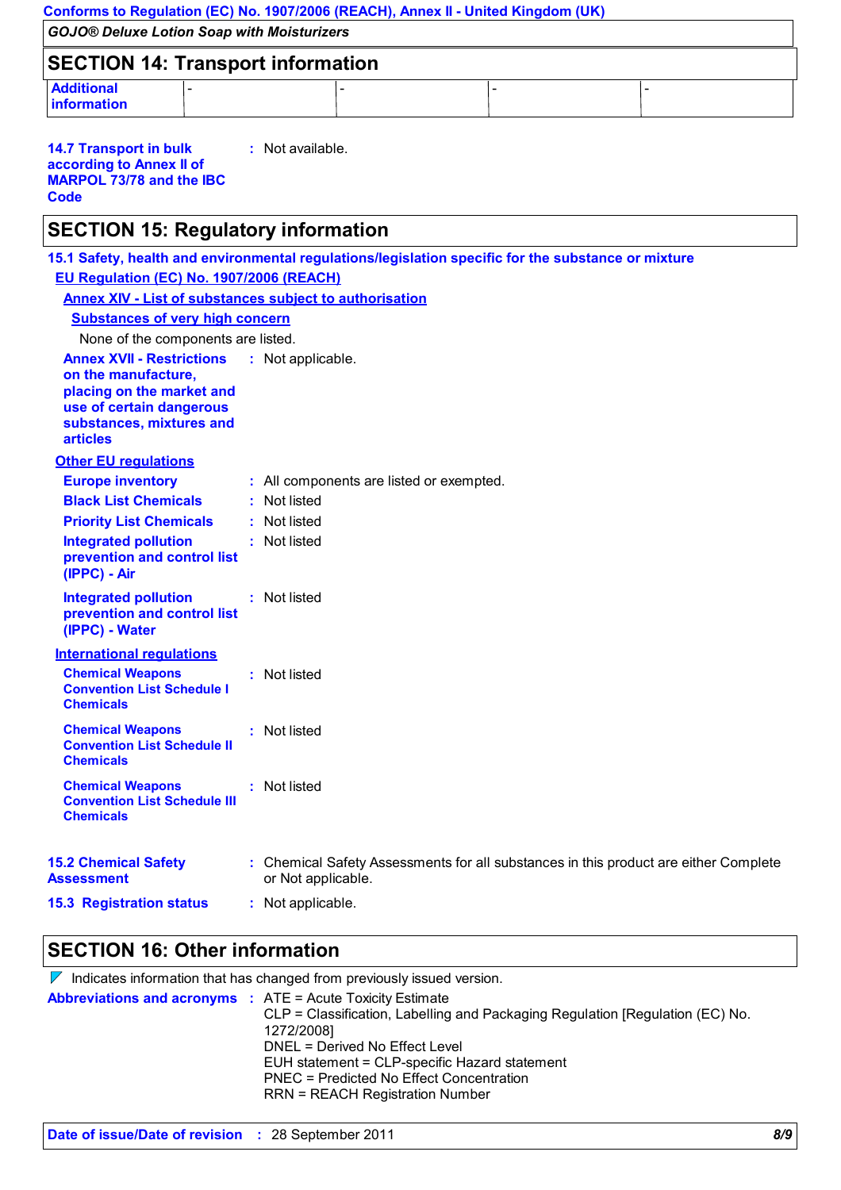## SECTION 14: Transport information

| Additional information | - | - | - | - |
|---|---|---|---|---|

**14.7 Transport in bulk according to Annex II of MARPOL 73/78 and the IBC Code** : Not available.

## SECTION 15: Regulatory information

**15.1 Safety, health and environmental regulations/legislation specific for the substance or mixture**

**EU Regulation (EC) No. 1907/2006 (REACH)**

**Annex XIV - List of substances subject to authorisation**

**Substances of very high concern**

None of the components are listed.

**Annex XVII - Restrictions on the manufacture, placing on the market and use of certain dangerous substances, mixtures and articles** : Not applicable.

**Other EU regulations**

**Europe inventory** : All components are listed or exempted.

**Black List Chemicals** : Not listed

**Priority List Chemicals** : Not listed

**Integrated pollution prevention and control list (IPPC) - Air** : Not listed

**Integrated pollution prevention and control list (IPPC) - Water** : Not listed

**International regulations**

**Chemical Weapons Convention List Schedule I Chemicals** : Not listed

**Chemical Weapons Convention List Schedule II Chemicals** : Not listed

**Chemical Weapons Convention List Schedule III Chemicals** : Not listed

**15.2 Chemical Safety Assessment** : Chemical Safety Assessments for all substances in this product are either Complete or Not applicable.

**15.3 Registration status** : Not applicable.

## SECTION 16: Other information

Indicates information that has changed from previously issued version.

**Abbreviations and acronyms** :
ATE = Acute Toxicity Estimate
CLP = Classification, Labelling and Packaging Regulation [Regulation (EC) No. 1272/2008]
DNEL = Derived No Effect Level
EUH statement = CLP-specific Hazard statement
PNEC = Predicted No Effect Concentration
RRN = REACH Registration Number

**Date of issue/Date of revision** : 28 September 2011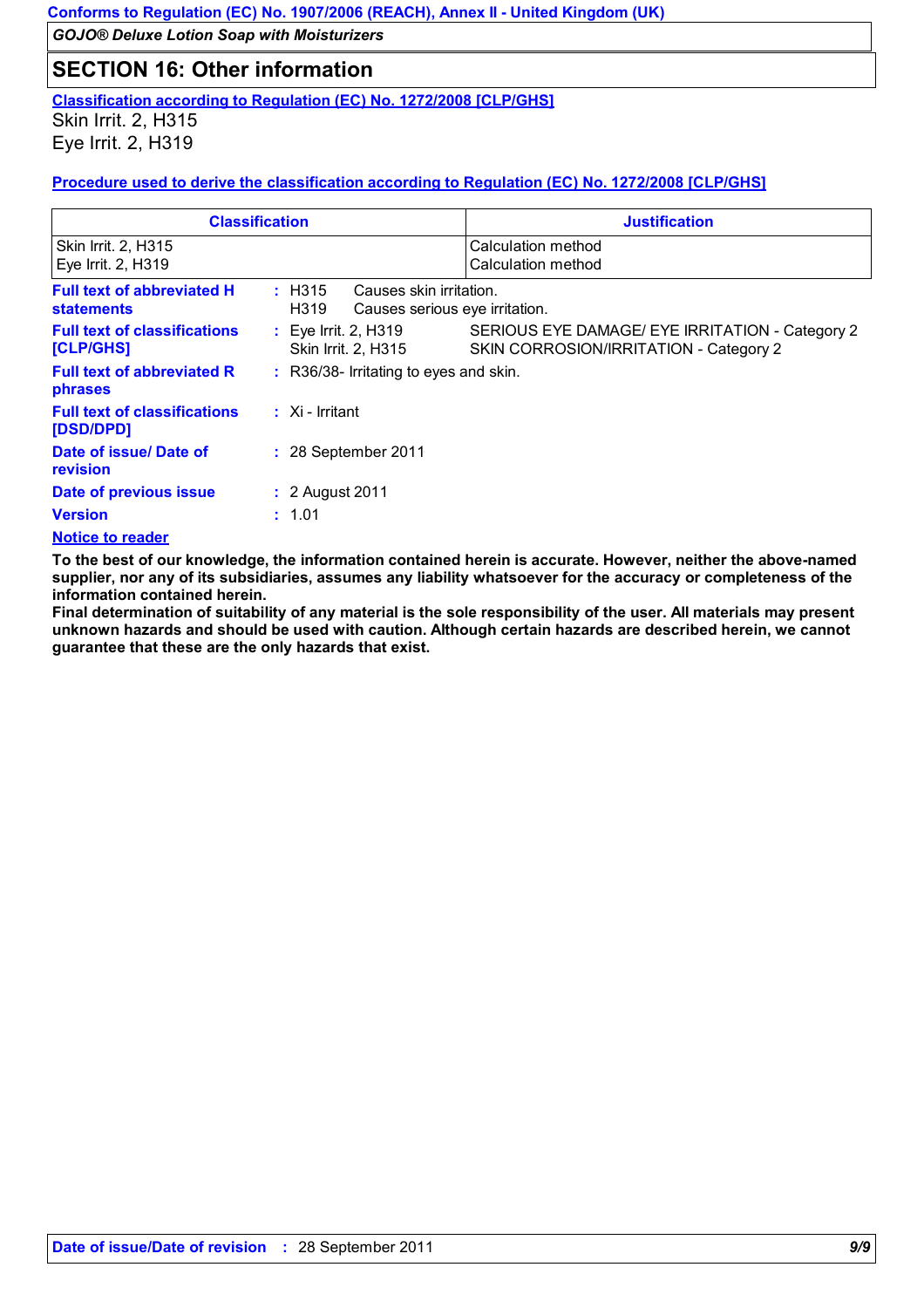## SECTION 16: Other information

**Classification according to Regulation (EC) No. 1272/2008 [CLP/GHS]**

Skin Irrit. 2, H315
Eye Irrit. 2, H319

**Procedure used to derive the classification according to Regulation (EC) No. 1272/2008 [CLP/GHS]**

| Classification | Justification |
|---|---|
| Skin Irrit. 2, H315<br>Eye Irrit. 2, H319 | Calculation method<br>Calculation method |

**Full text of abbreviated H statements** : H315 Causes skin irritation.
H319 Causes serious eye irritation.

**Full text of classifications [CLP/GHS]** : Eye Irrit. 2, H319 SERIOUS EYE DAMAGE/ EYE IRRITATION - Category 2
Skin Irrit. 2, H315 SKIN CORROSION/IRRITATION - Category 2

**Full text of abbreviated R phrases** : R36/38- Irritating to eyes and skin.

**Full text of classifications [DSD/DPD]** : Xi - Irritant

**Date of issue/ Date of revision** : 28 September 2011

**Date of previous issue** : 2 August 2011

**Version** : 1.01

**Notice to reader**

**To the best of our knowledge, the information contained herein is accurate. However, neither the above-named supplier, nor any of its subsidiaries, assumes any liability whatsoever for the accuracy or completeness of the information contained herein.**

**Final determination of suitability of any material is the sole responsibility of the user. All materials may present unknown hazards and should be used with caution. Although certain hazards are described herein, we cannot guarantee that these are the only hazards that exist.**